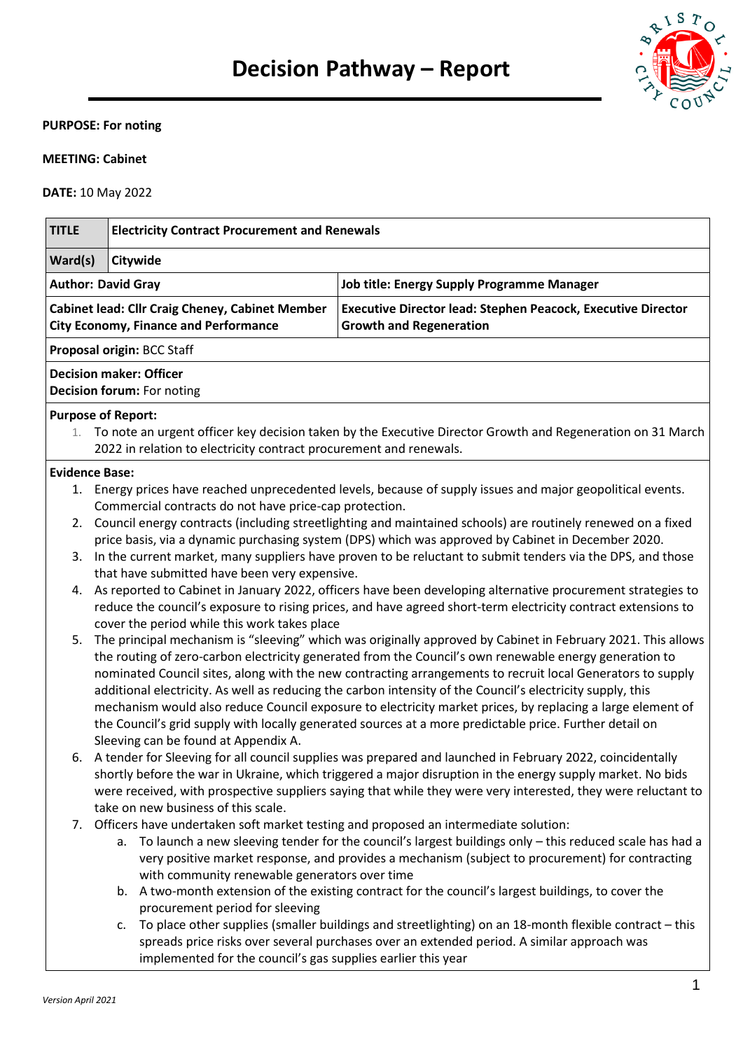# Decision Pathway – Report

**PURPOSE: For noting**

**MEETING: Cabinet**

**DATE:** 10 May 2022

| **TITLE** | **Electricity Contract Procurement and Renewals** |
|---|---|
| **Ward(s)** | **Citywide** |

| | |
|---|---|
| **Author: David Gray** | **Job title: Energy Supply Programme Manager** |
| **Cabinet lead: Cllr Craig Cheney, Cabinet Member City Economy, Finance and Performance** | **Executive Director lead: Stephen Peacock, Executive Director Growth and Regeneration** |

**Proposal origin:** BCC Staff

**Decision maker: Officer**
**Decision forum:** For noting

**Purpose of Report:**

1. To note an urgent officer key decision taken by the Executive Director Growth and Regeneration on 31 March 2022 in relation to electricity contract procurement and renewals.

**Evidence Base:**

1. Energy prices have reached unprecedented levels, because of supply issues and major geopolitical events. Commercial contracts do not have price-cap protection.
2. Council energy contracts (including streetlighting and maintained schools) are routinely renewed on a fixed price basis, via a dynamic purchasing system (DPS) which was approved by Cabinet in December 2020.
3. In the current market, many suppliers have proven to be reluctant to submit tenders via the DPS, and those that have submitted have been very expensive.
4. As reported to Cabinet in January 2022, officers have been developing alternative procurement strategies to reduce the council's exposure to rising prices, and have agreed short-term electricity contract extensions to cover the period while this work takes place
5. The principal mechanism is "sleeving" which was originally approved by Cabinet in February 2021. This allows the routing of zero-carbon electricity generated from the Council's own renewable energy generation to nominated Council sites, along with the new contracting arrangements to recruit local Generators to supply additional electricity. As well as reducing the carbon intensity of the Council's electricity supply, this mechanism would also reduce Council exposure to electricity market prices, by replacing a large element of the Council's grid supply with locally generated sources at a more predictable price. Further detail on Sleeving can be found at Appendix A.
6. A tender for Sleeving for all council supplies was prepared and launched in February 2022, coincidentally shortly before the war in Ukraine, which triggered a major disruption in the energy supply market. No bids were received, with prospective suppliers saying that while they were very interested, they were reluctant to take on new business of this scale.
7. Officers have undertaken soft market testing and proposed an intermediate solution:
   a. To launch a new sleeving tender for the council's largest buildings only – this reduced scale has had a very positive market response, and provides a mechanism (subject to procurement) for contracting with community renewable generators over time
   b. A two-month extension of the existing contract for the council's largest buildings, to cover the procurement period for sleeving
   c. To place other supplies (smaller buildings and streetlighting) on an 18-month flexible contract – this spreads price risks over several purchases over an extended period. A similar approach was implemented for the council's gas supplies earlier this year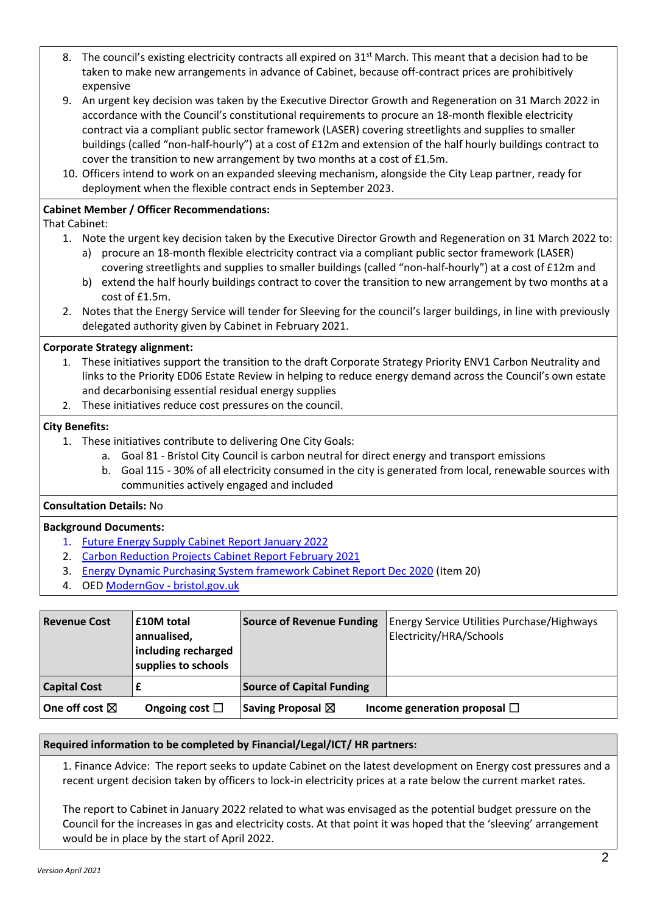8. The council's existing electricity contracts all expired on 31st March. This meant that a decision had to be taken to make new arrangements in advance of Cabinet, because off-contract prices are prohibitively expensive
9. An urgent key decision was taken by the Executive Director Growth and Regeneration on 31 March 2022 in accordance with the Council's constitutional requirements to procure an 18-month flexible electricity contract via a compliant public sector framework (LASER) covering streetlights and supplies to smaller buildings (called "non-half-hourly") at a cost of £12m and extension of the half hourly buildings contract to cover the transition to new arrangement by two months at a cost of £1.5m.
10. Officers intend to work on an expanded sleeving mechanism, alongside the City Leap partner, ready for deployment when the flexible contract ends in September 2023.

**Cabinet Member / Officer Recommendations:**

That Cabinet:

1. Note the urgent key decision taken by the Executive Director Growth and Regeneration on 31 March 2022 to:
   a) procure an 18-month flexible electricity contract via a compliant public sector framework (LASER) covering streetlights and supplies to smaller buildings (called "non-half-hourly") at a cost of £12m and
   b) extend the half hourly buildings contract to cover the transition to new arrangement by two months at a cost of £1.5m.
2. Notes that the Energy Service will tender for Sleeving for the council's larger buildings, in line with previously delegated authority given by Cabinet in February 2021.

**Corporate Strategy alignment:**

1. These initiatives support the transition to the draft Corporate Strategy Priority ENV1 Carbon Neutrality and links to the Priority ED06 Estate Review in helping to reduce energy demand across the Council's own estate and decarbonising essential residual energy supplies
2. These initiatives reduce cost pressures on the council.

**City Benefits:**

1. These initiatives contribute to delivering One City Goals:
   a. Goal 81 - Bristol City Council is carbon neutral for direct energy and transport emissions
   b. Goal 115 - 30% of all electricity consumed in the city is generated from local, renewable sources with communities actively engaged and included

**Consultation Details:** No

**Background Documents:**

1. Future Energy Supply Cabinet Report January 2022
2. Carbon Reduction Projects Cabinet Report February 2021
3. Energy Dynamic Purchasing System framework Cabinet Report Dec 2020 (Item 20)
4. OED ModernGov - bristol.gov.uk

| **Revenue Cost** | **£10M total annualised, including recharged supplies to schools** | **Source of Revenue Funding** | Energy Service Utilities Purchase/Highways Electricity/HRA/Schools |
|---|---|---|---|
| **Capital Cost** | **£** | **Source of Capital Funding** | |
| **One off cost ☒** | **Ongoing cost ☐** | **Saving Proposal ☒** | **Income generation proposal ☐** |

**Required information to be completed by Financial/Legal/ICT/ HR partners:**

1. Finance Advice: The report seeks to update Cabinet on the latest development on Energy cost pressures and a recent urgent decision taken by officers to lock-in electricity prices at a rate below the current market rates.

The report to Cabinet in January 2022 related to what was envisaged as the potential budget pressure on the Council for the increases in gas and electricity costs. At that point it was hoped that the 'sleeving' arrangement would be in place by the start of April 2022.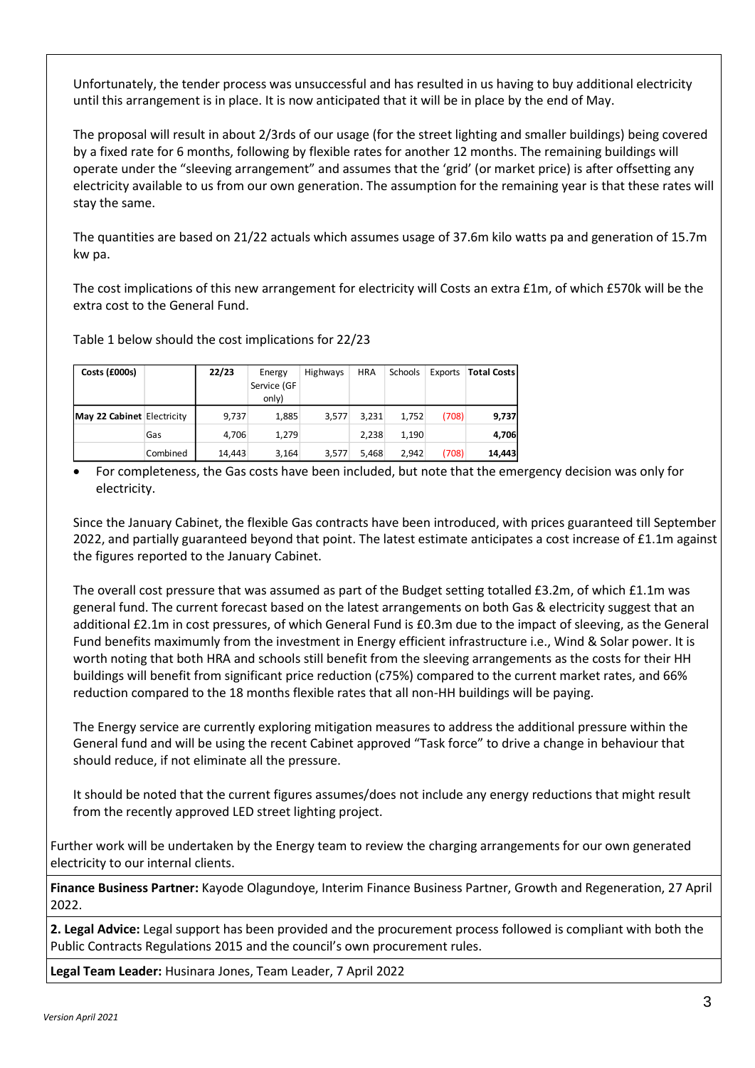Unfortunately, the tender process was unsuccessful and has resulted in us having to buy additional electricity until this arrangement is in place. It is now anticipated that it will be in place by the end of May.

The proposal will result in about 2/3rds of our usage (for the street lighting and smaller buildings) being covered by a fixed rate for 6 months, following by flexible rates for another 12 months. The remaining buildings will operate under the "sleeving arrangement" and assumes that the 'grid' (or market price) is after offsetting any electricity available to us from our own generation. The assumption for the remaining year is that these rates will stay the same.

The quantities are based on 21/22 actuals which assumes usage of 37.6m kilo watts pa and generation of 15.7m kw pa.

The cost implications of this new arrangement for electricity will Costs an extra £1m, of which £570k will be the extra cost to the General Fund.

Table 1 below should the cost implications for 22/23

| Costs (£000s) | | 22/23 | Energy Service (GF only) | Highways | HRA | Schools | Exports | Total Costs |
|---|---|---|---|---|---|---|---|---|
| May 22 Cabinet | Electricity | 9,737 | 1,885 | 3,577 | 3,231 | 1,752 | (708) | 9,737 |
| | Gas | 4,706 | 1,279 | | 2,238 | 1,190 | | 4,706 |
| | Combined | 14,443 | 3,164 | 3,577 | 5,468 | 2,942 | (708) | 14,443 |

- For completeness, the Gas costs have been included, but note that the emergency decision was only for electricity.

Since the January Cabinet, the flexible Gas contracts have been introduced, with prices guaranteed till September 2022, and partially guaranteed beyond that point. The latest estimate anticipates a cost increase of £1.1m against the figures reported to the January Cabinet.

The overall cost pressure that was assumed as part of the Budget setting totalled £3.2m, of which £1.1m was general fund. The current forecast based on the latest arrangements on both Gas & electricity suggest that an additional £2.1m in cost pressures, of which General Fund is £0.3m due to the impact of sleeving, as the General Fund benefits maximumly from the investment in Energy efficient infrastructure i.e., Wind & Solar power. It is worth noting that both HRA and schools still benefit from the sleeving arrangements as the costs for their HH buildings will benefit from significant price reduction (c75%) compared to the current market rates, and 66% reduction compared to the 18 months flexible rates that all non-HH buildings will be paying.

The Energy service are currently exploring mitigation measures to address the additional pressure within the General fund and will be using the recent Cabinet approved "Task force" to drive a change in behaviour that should reduce, if not eliminate all the pressure.

It should be noted that the current figures assumes/does not include any energy reductions that might result from the recently approved LED street lighting project.

Further work will be undertaken by the Energy team to review the charging arrangements for our own generated electricity to our internal clients.

**Finance Business Partner:** Kayode Olagundoye, Interim Finance Business Partner, Growth and Regeneration, 27 April 2022.

**2. Legal Advice:** Legal support has been provided and the procurement process followed is compliant with both the Public Contracts Regulations 2015 and the council's own procurement rules.

**Legal Team Leader:** Husinara Jones, Team Leader, 7 April 2022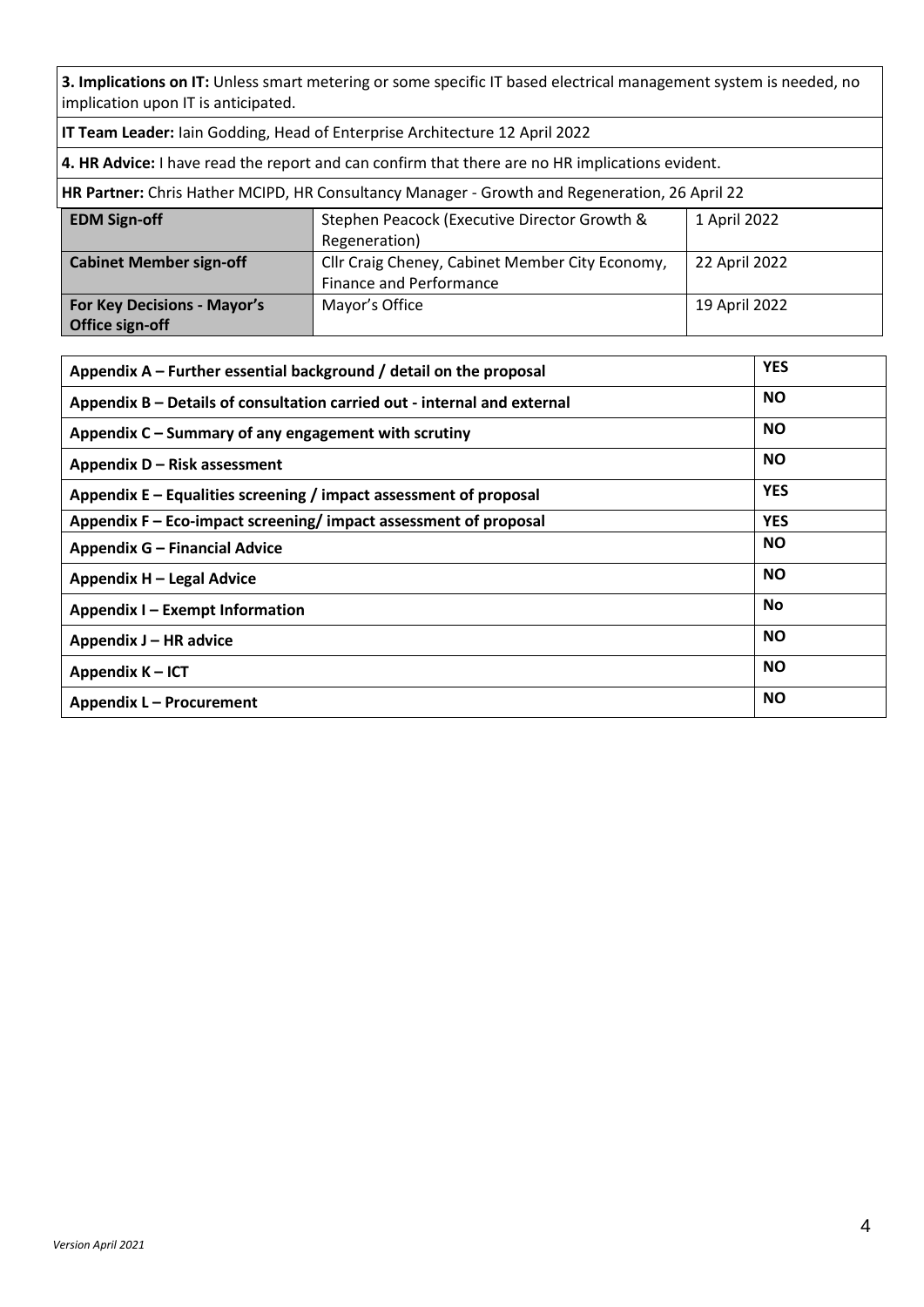**3. Implications on IT:** Unless smart metering or some specific IT based electrical management system is needed, no implication upon IT is anticipated.

**IT Team Leader:** Iain Godding, Head of Enterprise Architecture 12 April 2022

**4. HR Advice:** I have read the report and can confirm that there are no HR implications evident.

**HR Partner:** Chris Hather MCIPD, HR Consultancy Manager - Growth and Regeneration, 26 April 22

| | | |
|---|---|---|
| **EDM Sign-off** | Stephen Peacock (Executive Director Growth & Regeneration) | 1 April 2022 |
| **Cabinet Member sign-off** | Cllr Craig Cheney, Cabinet Member City Economy, Finance and Performance | 22 April 2022 |
| **For Key Decisions - Mayor's Office sign-off** | Mayor's Office | 19 April 2022 |

| | |
|---|---|
| **Appendix A – Further essential background / detail on the proposal** | **YES** |
| **Appendix B – Details of consultation carried out - internal and external** | **NO** |
| **Appendix C – Summary of any engagement with scrutiny** | **NO** |
| **Appendix D – Risk assessment** | **NO** |
| **Appendix E – Equalities screening / impact assessment of proposal** | **YES** |
| **Appendix F – Eco-impact screening/ impact assessment of proposal** | **YES** |
| **Appendix G – Financial Advice** | **NO** |
| **Appendix H – Legal Advice** | **NO** |
| **Appendix I – Exempt Information** | **No** |
| **Appendix J – HR advice** | **NO** |
| **Appendix K – ICT** | **NO** |
| **Appendix L – Procurement** | **NO** |

*Version April 2021*